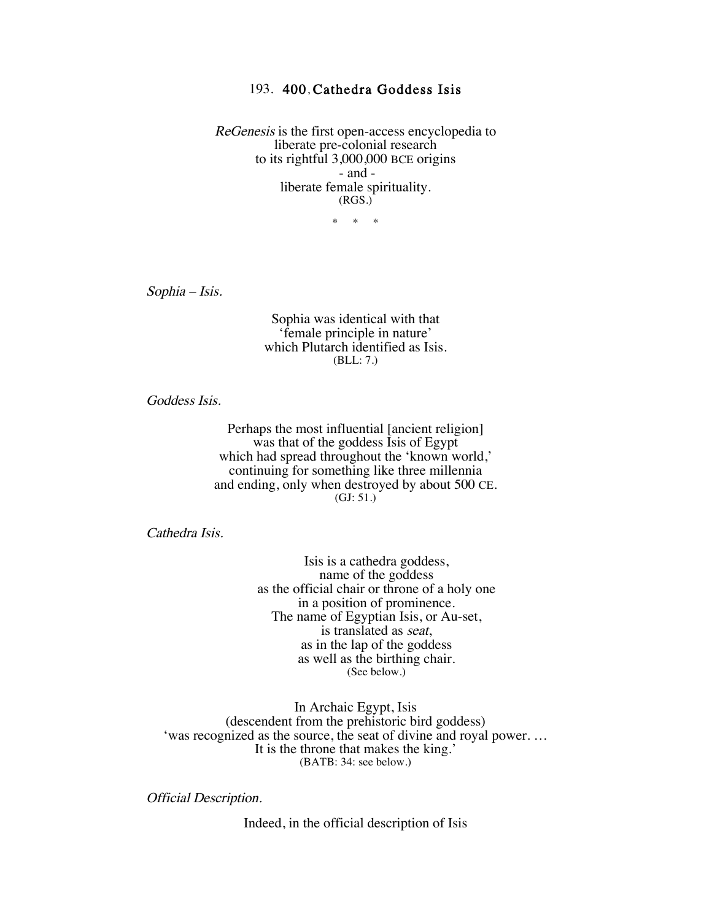# 193. 400. Cathedra Goddess Isis

*ReGenesis* is the first open-access encyclopedia to
liberate pre-colonial research
to its rightful 3,000,000 BCE origins
- and -
liberate female spirituality.
(RGS.)

\* \* \*

*Sophia – Isis.*

Sophia was identical with that
'female principle in nature'
which Plutarch identified as Isis.
(BLL: 7.)

*Goddess Isis.*

Perhaps the most influential [ancient religion]
was that of the goddess Isis of Egypt
which had spread throughout the 'known world,'
continuing for something like three millennia
and ending, only when destroyed by about 500 CE.
(GJ: 51.)

*Cathedra Isis.*

Isis is a cathedra goddess,
name of the goddess
as the official chair or throne of a holy one
in a position of prominence.
The name of Egyptian Isis, or Au-set,
is translated as *seat*,
as in the lap of the goddess
as well as the birthing chair.
(See below.)

In Archaic Egypt, Isis
(descendent from the prehistoric bird goddess)
'was recognized as the source, the seat of divine and royal power. …
It is the throne that makes the king.'
(BATB: 34: see below.)

*Official Description.*

Indeed, in the official description of Isis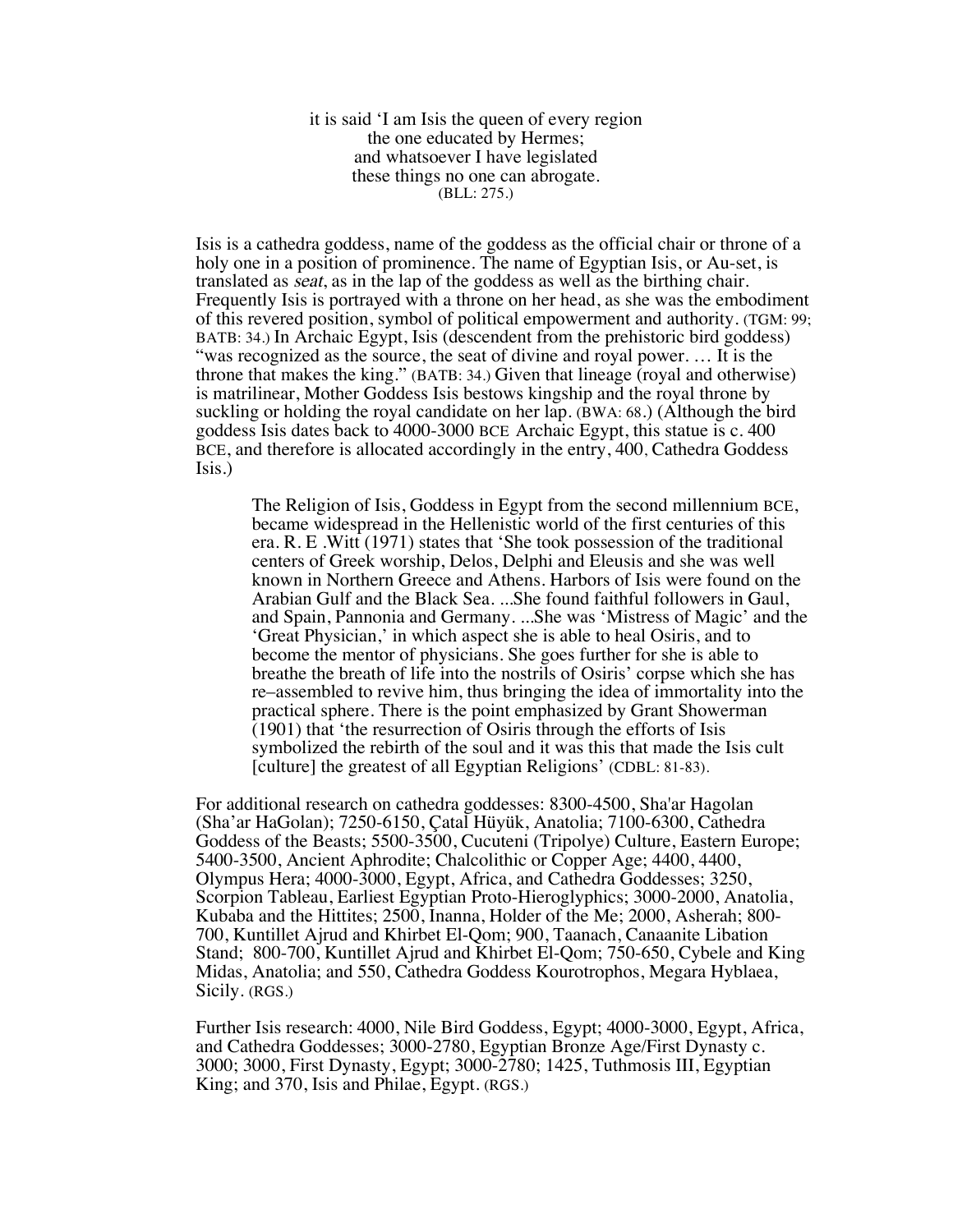> it is said 'I am Isis the queen of every region
> the one educated by Hermes;
> and whatsoever I have legislated
> these things no one can abrogate.
> (BLL: 275.)

Isis is a cathedra goddess, name of the goddess as the official chair or throne of a holy one in a position of prominence. The name of Egyptian Isis, or Au-set, is translated as *seat*, as in the lap of the goddess as well as the birthing chair. Frequently Isis is portrayed with a throne on her head, as she was the embodiment of this revered position, symbol of political empowerment and authority. (TGM: 99; BATB: 34.) In Archaic Egypt, Isis (descendent from the prehistoric bird goddess) "was recognized as the source, the seat of divine and royal power. … It is the throne that makes the king." (BATB: 34.) Given that lineage (royal and otherwise) is matrilinear, Mother Goddess Isis bestows kingship and the royal throne by suckling or holding the royal candidate on her lap. (BWA: 68.) (Although the bird goddess Isis dates back to 4000-3000 BCE Archaic Egypt, this statue is c. 400 BCE, and therefore is allocated accordingly in the entry, 400, Cathedra Goddess Isis.)

> The Religion of Isis, Goddess in Egypt from the second millennium BCE, became widespread in the Hellenistic world of the first centuries of this era. R. E .Witt (1971) states that 'She took possession of the traditional centers of Greek worship, Delos, Delphi and Eleusis and she was well known in Northern Greece and Athens. Harbors of Isis were found on the Arabian Gulf and the Black Sea. ...She found faithful followers in Gaul, and Spain, Pannonia and Germany. ...She was 'Mistress of Magic' and the 'Great Physician,' in which aspect she is able to heal Osiris, and to become the mentor of physicians. She goes further for she is able to breathe the breath of life into the nostrils of Osiris' corpse which she has re–assembled to revive him, thus bringing the idea of immortality into the practical sphere. There is the point emphasized by Grant Showerman (1901) that 'the resurrection of Osiris through the efforts of Isis symbolized the rebirth of the soul and it was this that made the Isis cult [culture] the greatest of all Egyptian Religions' (CDBL: 81-83).

For additional research on cathedra goddesses: 8300-4500, Sha'ar Hagolan (Sha'ar HaGolan); 7250-6150, Çatal Hüyük, Anatolia; 7100-6300, Cathedra Goddess of the Beasts; 5500-3500, Cucuteni (Tripolye) Culture, Eastern Europe; 5400-3500, Ancient Aphrodite; Chalcolithic or Copper Age; 4400, 4400, Olympus Hera; 4000-3000, Egypt, Africa, and Cathedra Goddesses; 3250, Scorpion Tableau, Earliest Egyptian Proto-Hieroglyphics; 3000-2000, Anatolia, Kubaba and the Hittites; 2500, Inanna, Holder of the Me; 2000, Asherah; 800-700, Kuntillet Ajrud and Khirbet El-Qom; 900, Taanach, Canaanite Libation Stand; 800-700, Kuntillet Ajrud and Khirbet El-Qom; 750-650, Cybele and King Midas, Anatolia; and 550, Cathedra Goddess Kourotrophos, Megara Hyblaea, Sicily. (RGS.)

Further Isis research: 4000, Nile Bird Goddess, Egypt; 4000-3000, Egypt, Africa, and Cathedra Goddesses; 3000-2780, Egyptian Bronze Age/First Dynasty c. 3000; 3000, First Dynasty, Egypt; 3000-2780; 1425, Tuthmosis III, Egyptian King; and 370, Isis and Philae, Egypt. (RGS.)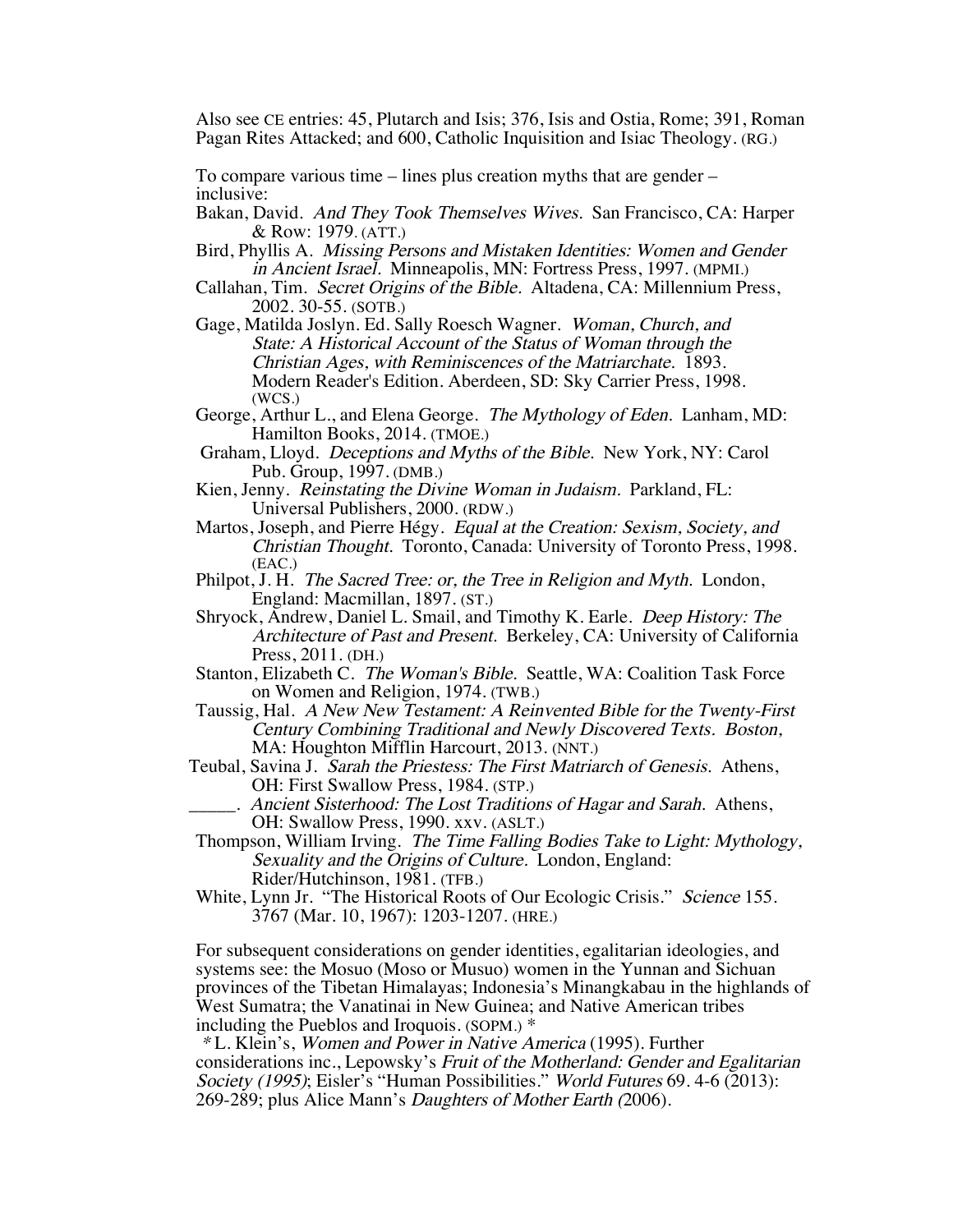Also see CE entries: 45, Plutarch and Isis; 376, Isis and Ostia, Rome; 391, Roman Pagan Rites Attacked; and 600, Catholic Inquisition and Isiac Theology. (RG.)

To compare various time – lines plus creation myths that are gender – inclusive:

Bakan, David. *And They Took Themselves Wives.* San Francisco, CA: Harper & Row: 1979. (ATT.)

Bird, Phyllis A. *Missing Persons and Mistaken Identities: Women and Gender in Ancient Israel.* Minneapolis, MN: Fortress Press, 1997. (MPMI.)

Callahan, Tim. *Secret Origins of the Bible.* Altadena, CA: Millennium Press, 2002. 30-55. (SOTB.)

Gage, Matilda Joslyn. Ed. Sally Roesch Wagner. *Woman, Church, and State: A Historical Account of the Status of Woman through the Christian Ages, with Reminiscences of the Matriarchate.* 1893. Modern Reader's Edition. Aberdeen, SD: Sky Carrier Press, 1998. (WCS.)

George, Arthur L., and Elena George. *The Mythology of Eden.* Lanham, MD: Hamilton Books, 2014. (TMOE.)

Graham, Lloyd. *Deceptions and Myths of the Bible.* New York, NY: Carol Pub. Group, 1997. (DMB.)

Kien, Jenny. *Reinstating the Divine Woman in Judaism.* Parkland, FL: Universal Publishers, 2000. (RDW.)

Martos, Joseph, and Pierre Hégy. *Equal at the Creation: Sexism, Society, and Christian Thought.* Toronto, Canada: University of Toronto Press, 1998. (EAC.)

Philpot, J. H. *The Sacred Tree: or, the Tree in Religion and Myth.* London, England: Macmillan, 1897. (ST.)

Shryock, Andrew, Daniel L. Smail, and Timothy K. Earle. *Deep History: The Architecture of Past and Present.* Berkeley, CA: University of California Press, 2011. (DH.)

Stanton, Elizabeth C. *The Woman's Bible.* Seattle, WA: Coalition Task Force on Women and Religion, 1974. (TWB.)

Taussig, Hal. *A New New Testament: A Reinvented Bible for the Twenty-First Century Combining Traditional and Newly Discovered Texts. Boston,* MA: Houghton Mifflin Harcourt, 2013. (NNT.)

Teubal, Savina J. *Sarah the Priestess: The First Matriarch of Genesis.* Athens, OH: First Swallow Press, 1984. (STP.)

_____. *Ancient Sisterhood: The Lost Traditions of Hagar and Sarah.* Athens, OH: Swallow Press, 1990. xxv. (ASLT.)

Thompson, William Irving. *The Time Falling Bodies Take to Light: Mythology, Sexuality and the Origins of Culture.* London, England: Rider/Hutchinson, 1981. (TFB.)

White, Lynn Jr. "The Historical Roots of Our Ecologic Crisis." *Science* 155. 3767 (Mar. 10, 1967): 1203-1207. (HRE.)

For subsequent considerations on gender identities, egalitarian ideologies, and systems see: the Mosuo (Moso or Musuo) women in the Yunnan and Sichuan provinces of the Tibetan Himalayas; Indonesia's Minangkabau in the highlands of West Sumatra; the Vanatinai in New Guinea; and Native American tribes including the Pueblos and Iroquois. (SOPM.) *

*L. Klein's, *Women and Power in Native America* (1995). Further considerations inc., Lepowsky's *Fruit of the Motherland: Gender and Egalitarian Society (1995)*; Eisler's "Human Possibilities." *World Futures* 69. 4-6 (2013): 269-289; plus Alice Mann's *Daughters of Mother Earth (*2006).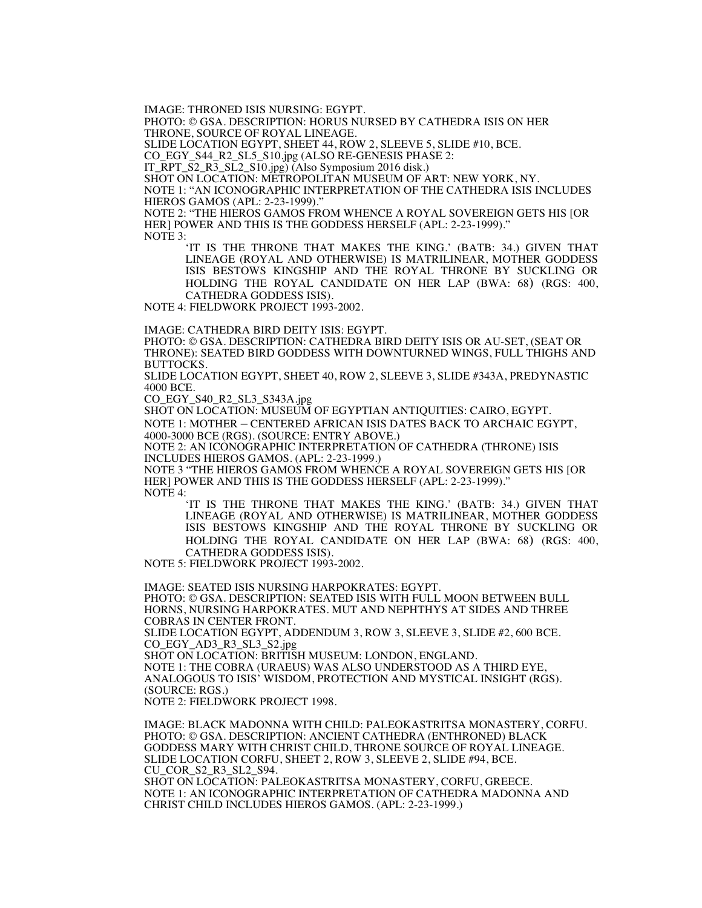IMAGE: THRONED ISIS NURSING: EGYPT.
PHOTO: © GSA. DESCRIPTION: HORUS NURSED BY CATHEDRA ISIS ON HER THRONE, SOURCE OF ROYAL LINEAGE.
SLIDE LOCATION EGYPT, SHEET 44, ROW 2, SLEEVE 5, SLIDE #10, BCE.
CO_EGY_S44_R2_SL5_S10.jpg (ALSO RE-GENESIS PHASE 2: IT_RPT_S2_R3_SL2_S10.jpg) (Also Symposium 2016 disk.)
SHOT ON LOCATION: METROPOLITAN MUSEUM OF ART: NEW YORK, NY.
NOTE 1: "AN ICONOGRAPHIC INTERPRETATION OF THE CATHEDRA ISIS INCLUDES HIEROS GAMOS (APL: 2-23-1999)."
NOTE 2: "THE HIEROS GAMOS FROM WHENCE A ROYAL SOVEREIGN GETS HIS [OR HER] POWER AND THIS IS THE GODDESS HERSELF (APL: 2-23-1999)."
NOTE 3:

> 'IT IS THE THRONE THAT MAKES THE KING.' (BATB: 34.) GIVEN THAT LINEAGE (ROYAL AND OTHERWISE) IS MATRILINEAR, MOTHER GODDESS ISIS BESTOWS KINGSHIP AND THE ROYAL THRONE BY SUCKLING OR HOLDING THE ROYAL CANDIDATE ON HER LAP (BWA: 68) (RGS: 400, CATHEDRA GODDESS ISIS).

NOTE 4: FIELDWORK PROJECT 1993-2002.

IMAGE: CATHEDRA BIRD DEITY ISIS: EGYPT.
PHOTO: © GSA. DESCRIPTION: CATHEDRA BIRD DEITY ISIS OR AU-SET, (SEAT OR THRONE): SEATED BIRD GODDESS WITH DOWNTURNED WINGS, FULL THIGHS AND BUTTOCKS.
SLIDE LOCATION EGYPT, SHEET 40, ROW 2, SLEEVE 3, SLIDE #343A, PREDYNASTIC 4000 BCE.
CO_EGY_S40_R2_SL3_S343A.jpg
SHOT ON LOCATION: MUSEUM OF EGYPTIAN ANTIQUITIES: CAIRO, EGYPT.
NOTE 1: MOTHER – CENTERED AFRICAN ISIS DATES BACK TO ARCHAIC EGYPT, 4000-3000 BCE (RGS). (SOURCE: ENTRY ABOVE.)
NOTE 2: AN ICONOGRAPHIC INTERPRETATION OF CATHEDRA (THRONE) ISIS INCLUDES HIEROS GAMOS. (APL: 2-23-1999.)
NOTE 3 "THE HIEROS GAMOS FROM WHENCE A ROYAL SOVEREIGN GETS HIS [OR HER] POWER AND THIS IS THE GODDESS HERSELF (APL: 2-23-1999)."
NOTE 4:

> 'IT IS THE THRONE THAT MAKES THE KING.' (BATB: 34.) GIVEN THAT LINEAGE (ROYAL AND OTHERWISE) IS MATRILINEAR, MOTHER GODDESS ISIS BESTOWS KINGSHIP AND THE ROYAL THRONE BY SUCKLING OR HOLDING THE ROYAL CANDIDATE ON HER LAP (BWA: 68) (RGS: 400, CATHEDRA GODDESS ISIS).

NOTE 5: FIELDWORK PROJECT 1993-2002.

IMAGE: SEATED ISIS NURSING HARPOKRATES: EGYPT.
PHOTO: © GSA. DESCRIPTION: SEATED ISIS WITH FULL MOON BETWEEN BULL HORNS, NURSING HARPOKRATES. MUT AND NEPHTHYS AT SIDES AND THREE COBRAS IN CENTER FRONT.
SLIDE LOCATION EGYPT, ADDENDUM 3, ROW 3, SLEEVE 3, SLIDE #2, 600 BCE.
CO_EGY_AD3_R3_SL3_S2.jpg
SHOT ON LOCATION: BRITISH MUSEUM: LONDON, ENGLAND.
NOTE 1: THE COBRA (URAEUS) WAS ALSO UNDERSTOOD AS A THIRD EYE, ANALOGOUS TO ISIS' WISDOM, PROTECTION AND MYSTICAL INSIGHT (RGS). (SOURCE: RGS.)
NOTE 2: FIELDWORK PROJECT 1998.

IMAGE: BLACK MADONNA WITH CHILD: PALEOKASTRITSA MONASTERY, CORFU.
PHOTO: © GSA. DESCRIPTION: ANCIENT CATHEDRA (ENTHRONED) BLACK GODDESS MARY WITH CHRIST CHILD, THRONE SOURCE OF ROYAL LINEAGE.
SLIDE LOCATION CORFU, SHEET 2, ROW 3, SLEEVE 2, SLIDE #94, BCE.
CU_COR_S2_R3_SL2_S94.
SHOT ON LOCATION: PALEOKASTRITSA MONASTERY, CORFU, GREECE.
NOTE 1: AN ICONOGRAPHIC INTERPRETATION OF CATHEDRA MADONNA AND CHRIST CHILD INCLUDES HIEROS GAMOS. (APL: 2-23-1999.)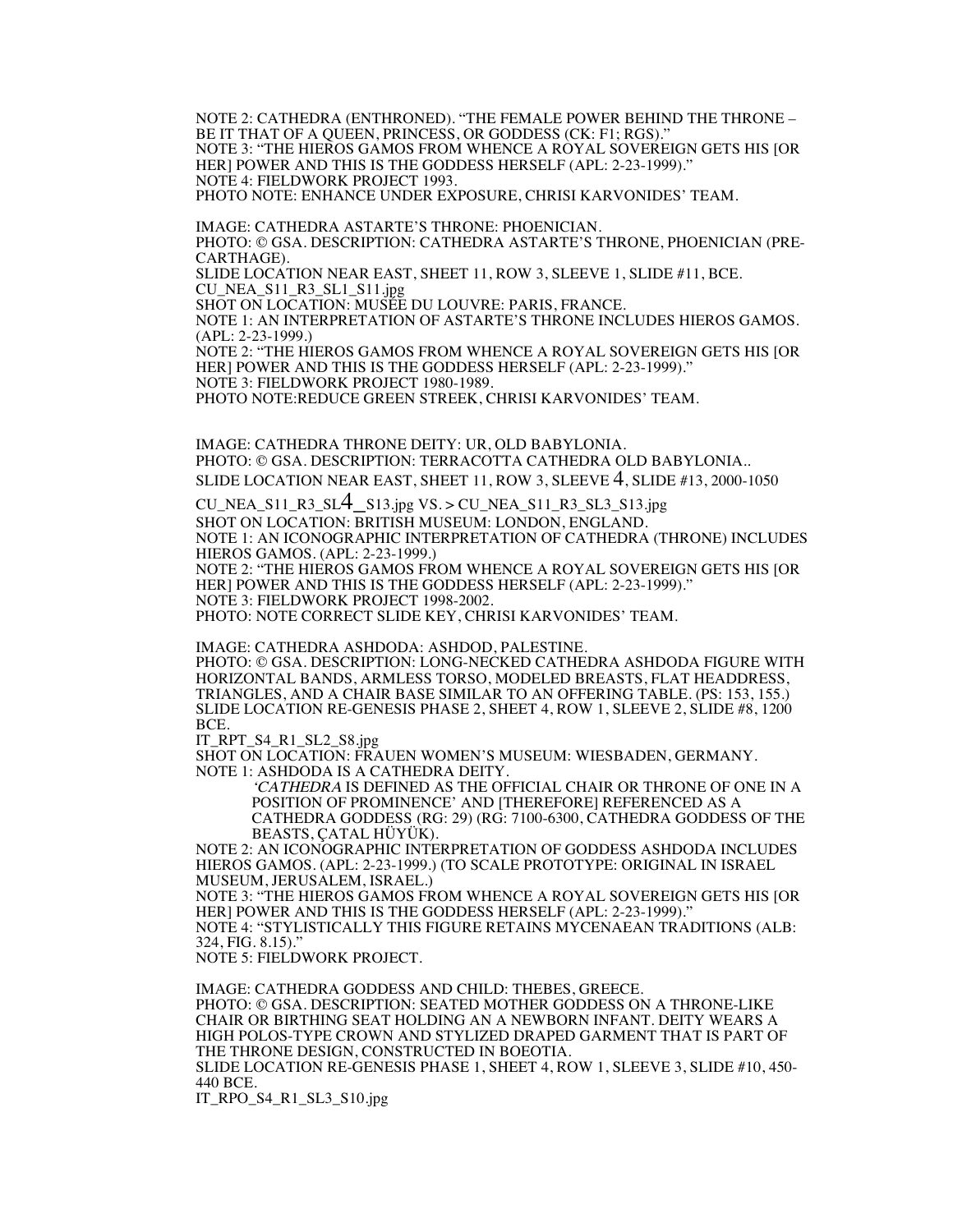NOTE 2: CATHEDRA (ENTHRONED). "THE FEMALE POWER BEHIND THE THRONE – BE IT THAT OF A QUEEN, PRINCESS, OR GODDESS (CK: F1; RGS)."
NOTE 3: "THE HIEROS GAMOS FROM WHENCE A ROYAL SOVEREIGN GETS HIS [OR HER] POWER AND THIS IS THE GODDESS HERSELF (APL: 2-23-1999)."
NOTE 4: FIELDWORK PROJECT 1993.
PHOTO NOTE: ENHANCE UNDER EXPOSURE, CHRISI KARVONIDES' TEAM.

IMAGE: CATHEDRA ASTARTE'S THRONE: PHOENICIAN.
PHOTO: © GSA. DESCRIPTION: CATHEDRA ASTARTE'S THRONE, PHOENICIAN (PRE-CARTHAGE).
SLIDE LOCATION NEAR EAST, SHEET 11, ROW 3, SLEEVE 1, SLIDE #11, BCE.
CU_NEA_S11_R3_SL1_S11.jpg
SHOT ON LOCATION: MUSÉE DU LOUVRE: PARIS, FRANCE.
NOTE 1: AN INTERPRETATION OF ASTARTE'S THRONE INCLUDES HIEROS GAMOS. (APL: 2-23-1999.)
NOTE 2: "THE HIEROS GAMOS FROM WHENCE A ROYAL SOVEREIGN GETS HIS [OR HER] POWER AND THIS IS THE GODDESS HERSELF (APL: 2-23-1999)."
NOTE 3: FIELDWORK PROJECT 1980-1989.
PHOTO NOTE:REDUCE GREEN STREEK, CHRISI KARVONIDES' TEAM.

IMAGE: CATHEDRA THRONE DEITY: UR, OLD BABYLONIA.
PHOTO: © GSA. DESCRIPTION: TERRACOTTA CATHEDRA OLD BABYLONIA..
SLIDE LOCATION NEAR EAST, SHEET 11, ROW 3, SLEEVE 4, SLIDE #13, 2000-1050
CU_NEA_S11_R3_SL4_S13.jpg VS. > CU_NEA_S11_R3_SL3_S13.jpg
SHOT ON LOCATION: BRITISH MUSEUM: LONDON, ENGLAND.
NOTE 1: AN ICONOGRAPHIC INTERPRETATION OF CATHEDRA (THRONE) INCLUDES HIEROS GAMOS. (APL: 2-23-1999.)
NOTE 2: "THE HIEROS GAMOS FROM WHENCE A ROYAL SOVEREIGN GETS HIS [OR HER] POWER AND THIS IS THE GODDESS HERSELF (APL: 2-23-1999)."
NOTE 3: FIELDWORK PROJECT 1998-2002.
PHOTO: NOTE CORRECT SLIDE KEY, CHRISI KARVONIDES' TEAM.

IMAGE: CATHEDRA ASHDODA: ASHDOD, PALESTINE.
PHOTO: © GSA. DESCRIPTION: LONG-NECKED CATHEDRA ASHDODA FIGURE WITH HORIZONTAL BANDS, ARMLESS TORSO, MODELED BREASTS, FLAT HEADDRESS, TRIANGLES, AND A CHAIR BASE SIMILAR TO AN OFFERING TABLE. (PS: 153, 155.)
SLIDE LOCATION RE-GENESIS PHASE 2, SHEET 4, ROW 1, SLEEVE 2, SLIDE #8, 1200 BCE.
IT_RPT_S4_R1_SL2_S8.jpg
SHOT ON LOCATION: FRAUEN WOMEN'S MUSEUM: WIESBADEN, GERMANY.
NOTE 1: ASHDODA IS A CATHEDRA DEITY.

> '*CATHEDRA* IS DEFINED AS THE OFFICIAL CHAIR OR THRONE OF ONE IN A POSITION OF PROMINENCE' AND [THEREFORE] REFERENCED AS A CATHEDRA GODDESS (RG: 29) (RG: 7100-6300, CATHEDRA GODDESS OF THE BEASTS, ÇATAL HÜYÜK).

NOTE 2: AN ICONOGRAPHIC INTERPRETATION OF GODDESS ASHDODA INCLUDES HIEROS GAMOS. (APL: 2-23-1999.) (TO SCALE PROTOTYPE: ORIGINAL IN ISRAEL MUSEUM, JERUSALEM, ISRAEL.)
NOTE 3: "THE HIEROS GAMOS FROM WHENCE A ROYAL SOVEREIGN GETS HIS [OR HER] POWER AND THIS IS THE GODDESS HERSELF (APL: 2-23-1999)."
NOTE 4: "STYLISTICALLY THIS FIGURE RETAINS MYCENAEAN TRADITIONS (ALB: 324, FIG. 8.15)."
NOTE 5: FIELDWORK PROJECT.

IMAGE: CATHEDRA GODDESS AND CHILD: THEBES, GREECE.
PHOTO: © GSA. DESCRIPTION: SEATED MOTHER GODDESS ON A THRONE-LIKE CHAIR OR BIRTHING SEAT HOLDING AN A NEWBORN INFANT. DEITY WEARS A HIGH POLOS-TYPE CROWN AND STYLIZED DRAPED GARMENT THAT IS PART OF THE THRONE DESIGN, CONSTRUCTED IN BOEOTIA.
SLIDE LOCATION RE-GENESIS PHASE 1, SHEET 4, ROW 1, SLEEVE 3, SLIDE #10, 450-440 BCE.
IT_RPO_S4_R1_SL3_S10.jpg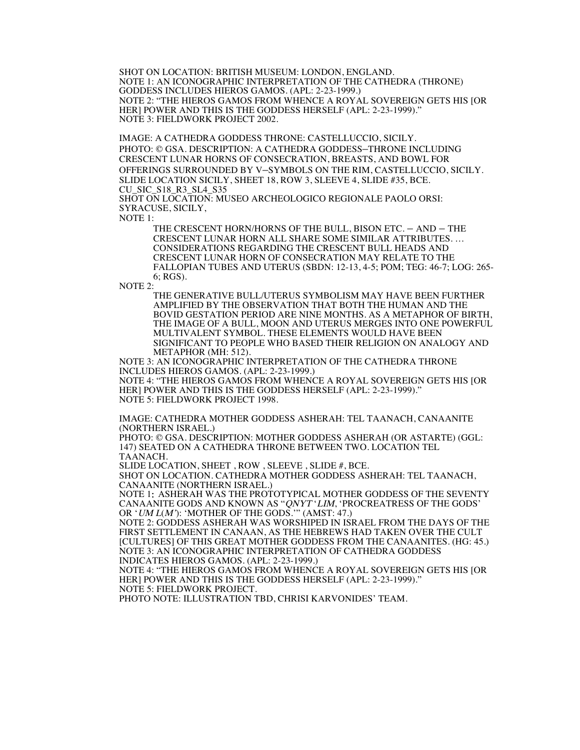SHOT ON LOCATION: BRITISH MUSEUM: LONDON, ENGLAND.
NOTE 1: AN ICONOGRAPHIC INTERPRETATION OF THE CATHEDRA (THRONE) GODDESS INCLUDES HIEROS GAMOS. (APL: 2-23-1999.)
NOTE 2: "THE HIEROS GAMOS FROM WHENCE A ROYAL SOVEREIGN GETS HIS [OR HER] POWER AND THIS IS THE GODDESS HERSELF (APL: 2-23-1999)."
NOTE 3: FIELDWORK PROJECT 2002.

IMAGE: A CATHEDRA GODDESS THRONE: CASTELLUCCIO, SICILY.
PHOTO: © GSA. DESCRIPTION: A CATHEDRA GODDESS–THRONE INCLUDING CRESCENT LUNAR HORNS OF CONSECRATION, BREASTS, AND BOWL FOR OFFERINGS SURROUNDED BY V–SYMBOLS ON THE RIM, CASTELLUCCIO, SICILY.
SLIDE LOCATION SICILY, SHEET 18, ROW 3, SLEEVE 4, SLIDE #35, BCE.
CU_SIC_S18_R3_SL4_S35
SHOT ON LOCATION: MUSEO ARCHEOLOGICO REGIONALE PAOLO ORSI: SYRACUSE, SICILY,
NOTE 1:

> THE CRESCENT HORN/HORNS OF THE BULL, BISON ETC. – AND – THE CRESCENT LUNAR HORN ALL SHARE SOME SIMILAR ATTRIBUTES. … CONSIDERATIONS REGARDING THE CRESCENT BULL HEADS AND CRESCENT LUNAR HORN OF CONSECRATION MAY RELATE TO THE FALLOPIAN TUBES AND UTERUS (SBDN: 12-13, 4-5; POM; TEG: 46-7; LOG: 265-6; RGS).

NOTE 2:

> THE GENERATIVE BULL/UTERUS SYMBOLISM MAY HAVE BEEN FURTHER AMPLIFIED BY THE OBSERVATION THAT BOTH THE HUMAN AND THE BOVID GESTATION PERIOD ARE NINE MONTHS. AS A METAPHOR OF BIRTH, THE IMAGE OF A BULL, MOON AND UTERUS MERGES INTO ONE POWERFUL MULTIVALENT SYMBOL. THESE ELEMENTS WOULD HAVE BEEN SIGNIFICANT TO PEOPLE WHO BASED THEIR RELIGION ON ANALOGY AND METAPHOR (MH: 512).

NOTE 3: AN ICONOGRAPHIC INTERPRETATION OF THE CATHEDRA THRONE INCLUDES HIEROS GAMOS. (APL: 2-23-1999.)
NOTE 4: "THE HIEROS GAMOS FROM WHENCE A ROYAL SOVEREIGN GETS HIS [OR HER] POWER AND THIS IS THE GODDESS HERSELF (APL: 2-23-1999)."
NOTE 5: FIELDWORK PROJECT 1998.

IMAGE: CATHEDRA MOTHER GODDESS ASHERAH: TEL TAANACH, CANAANITE (NORTHERN ISRAEL.)
PHOTO: © GSA. DESCRIPTION: MOTHER GODDESS ASHERAH (OR ASTARTE) (GGL: 147) SEATED ON A CATHEDRA THRONE BETWEEN TWO. LOCATION TEL TAANACH.
SLIDE LOCATION, SHEET , ROW , SLEEVE , SLIDE #, BCE.
SHOT ON LOCATION. CATHEDRA MOTHER GODDESS ASHERAH: TEL TAANACH, CANAANITE (NORTHERN ISRAEL.)
NOTE 1: ASHERAH WAS THE PROTOTYPICAL MOTHER GODDESS OF THE SEVENTY CANAANITE GODS AND KNOWN AS "*QNYT* '*LIM*, 'PROCREATRESS OF THE GODS' OR '*UM L*(*M*'): 'MOTHER OF THE GODS.'" (AMST: 47.)
NOTE 2: GODDESS ASHERAH WAS WORSHIPED IN ISRAEL FROM THE DAYS OF THE FIRST SETTLEMENT IN CANAAN, AS THE HEBREWS HAD TAKEN OVER THE CULT [CULTURES] OF THIS GREAT MOTHER GODDESS FROM THE CANAANITES. (HG: 45.)
NOTE 3: AN ICONOGRAPHIC INTERPRETATION OF CATHEDRA GODDESS INDICATES HIEROS GAMOS. (APL: 2-23-1999.)
NOTE 4: "THE HIEROS GAMOS FROM WHENCE A ROYAL SOVEREIGN GETS HIS [OR HER] POWER AND THIS IS THE GODDESS HERSELF (APL: 2-23-1999)."
NOTE 5: FIELDWORK PROJECT.
PHOTO NOTE: ILLUSTRATION TBD, CHRISI KARVONIDES' TEAM.